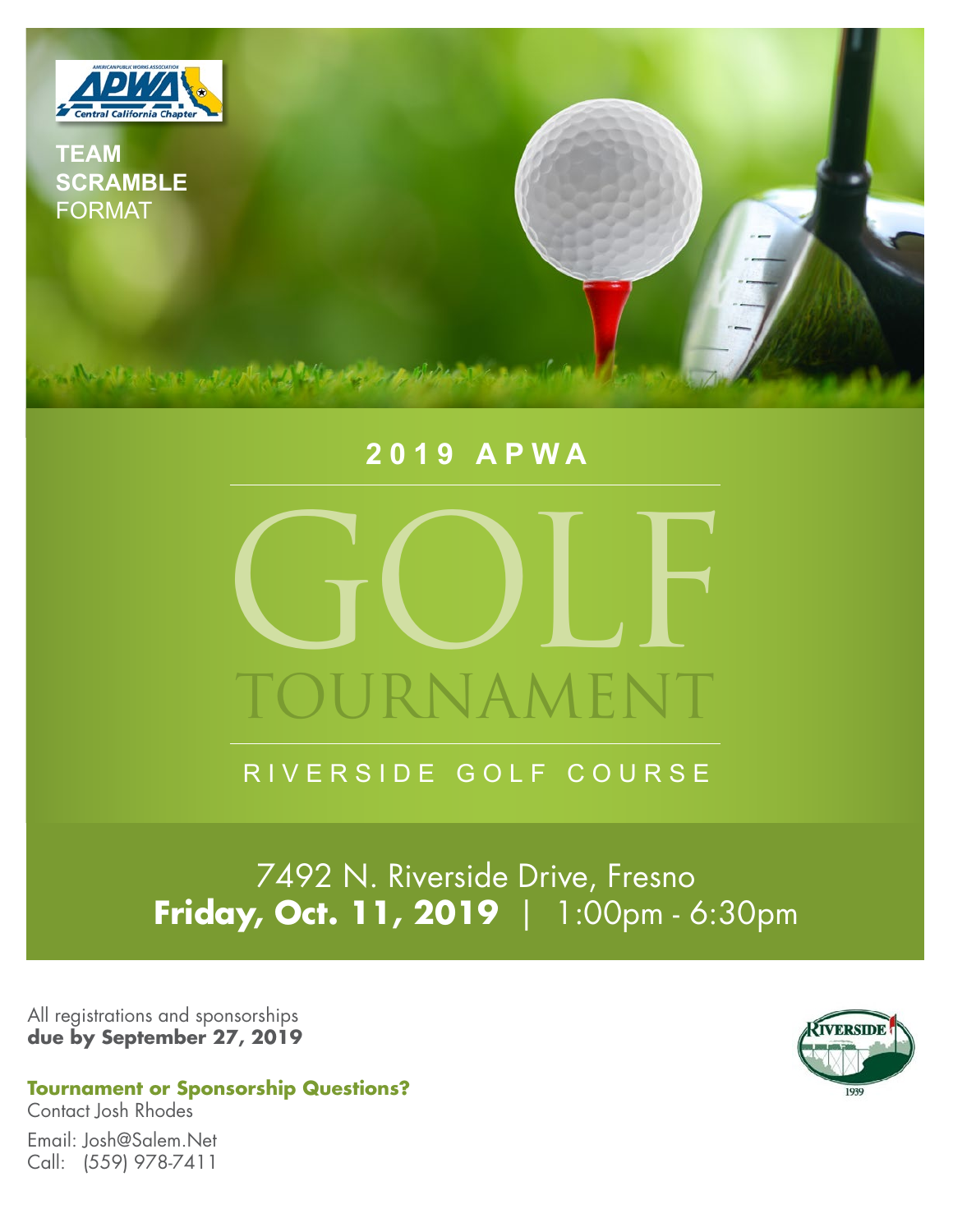**TEAM SCRAMBLE** FORMAT

## 2019 APWA

# GOLF TOURNAMENT

RIVERSIDE GOLF COURSE

7492 N. Riverside Drive, Fresno
**Friday, Oct. 11, 2019** | 1:00pm - 6:30pm

All registrations and sponsorships
**due by September 27, 2019**

**Tournament or Sponsorship Questions?**
Contact Josh Rhodes

Email: Josh@Salem.Net
Call: (559) 978-7411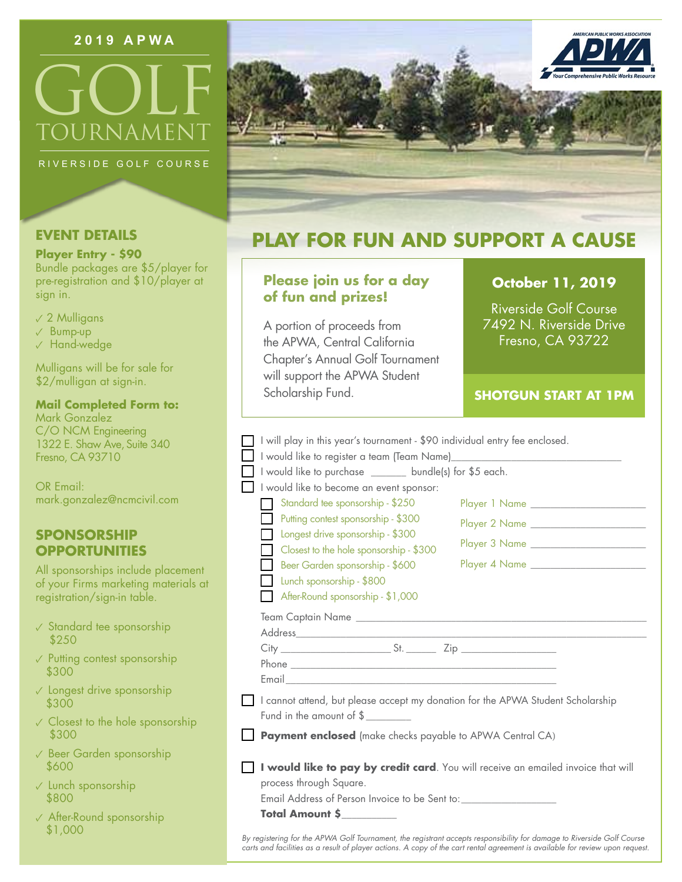# 2019 APWA GOLF TOURNAMENT

RIVERSIDE GOLF COURSE

## EVENT DETAILS

**Player Entry - $90**

Bundle packages are $5/player for pre-registration and $10/player at sign in.

- ✓ 2 Mulligans
- ✓ Bump-up
- ✓ Hand-wedge

Mulligans will be for sale for $2/mulligan at sign-in.

**Mail Completed Form to:**

Mark Gonzalez
C/O NCM Engineering
1322 E. Shaw Ave, Suite 340
Fresno, CA 93710

OR Email:
mark.gonzalez@ncmcivil.com

## SPONSORSHIP OPPORTUNITIES

All sponsorships include placement of your Firms marketing materials at registration/sign-in table.

- ✓ Standard tee sponsorship $250
- ✓ Putting contest sponsorship $300
- ✓ Longest drive sponsorship $300
- ✓ Closest to the hole sponsorship $300
- ✓ Beer Garden sponsorship $600
- ✓ Lunch sponsorship $800
- ✓ After-Round sponsorship $1,000

AMERICAN PUBLIC WORKS ASSOCIATION
APWA
Your Comprehensive Public Works Resource

# PLAY FOR FUN AND SUPPORT A CAUSE

### Please join us for a day of fun and prizes!

A portion of proceeds from the APWA, Central California Chapter's Annual Golf Tournament will support the APWA Student Scholarship Fund.

**October 11, 2019**

Riverside Golf Course
7492 N. Riverside Drive
Fresno, CA 93722

**SHOTGUN START AT 1PM**

- ☐ I will play in this year's tournament - $90 individual entry fee enclosed.
- ☐ I would like to register a team (Team Name)_______________________________
- ☐ I would like to purchase _______ bundle(s) for $5 each.
- ☐ I would like to become an event sponsor:
  - ☐ Standard tee sponsorship - $250
  - ☐ Putting contest sponsorship - $300
  - ☐ Longest drive sponsorship - $300
  - ☐ Closest to the hole sponsorship - $300
  - ☐ Beer Garden sponsorship - $600
  - ☐ Lunch sponsorship - $800
  - ☐ After-Round sponsorship - $1,000

Player 1 Name ____________________

Player 2 Name ____________________

Player 3 Name ____________________

Player 4 Name ____________________

Team Captain Name ______________________________________________

Address______________________________________________________

City ____________________ St. ______ Zip _________________

Phone ______________________________________________

Email_______________________________________________

- ☐ I cannot attend, but please accept my donation for the APWA Student Scholarship Fund in the amount of $________
- ☐ **Payment enclosed** (make checks payable to APWA Central CA)
- ☐ **I would like to pay by credit card**. You will receive an emailed invoice that will process through Square.

Email Address of Person Invoice to be Sent to:_________________

**Total Amount $**__________

*By registering for the APWA Golf Tournament, the registrant accepts responsibility for damage to Riverside Golf Course carts and facilities as a result of player actions. A copy of the cart rental agreement is available for review upon request.*